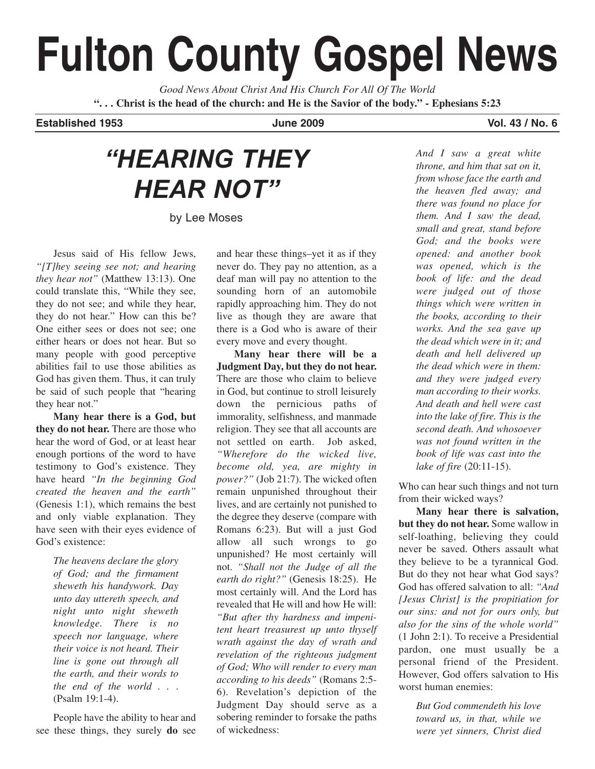# Fulton County Gospel News

*Good News About Christ And His Church For All Of The World*

**". . . Christ is the head of the church: and He is the Savior of the body." - Ephesians 5:23**

**Established 1953** **June 2009** **Vol. 43 / No. 6**

## *"HEARING THEY HEAR NOT"*

by Lee Moses

Jesus said of His fellow Jews, *"[T]hey seeing see not; and hearing they hear not"* (Matthew 13:13). One could translate this, "While they see, they do not see; and while they hear, they do not hear." How can this be? One either sees or does not see; one either hears or does not hear. But so many people with good perceptive abilities fail to use those abilities as God has given them. Thus, it can truly be said of such people that "hearing they hear not."

**Many hear there is a God, but they do not hear.** There are those who hear the word of God, or at least hear enough portions of the word to have testimony to God's existence. They have heard *"In the beginning God created the heaven and the earth"* (Genesis 1:1), which remains the best and only viable explanation. They have seen with their eyes evidence of God's existence:

> *The heavens declare the glory of God; and the firmament sheweth his handywork. Day unto day uttereth speech, and night unto night sheweth knowledge. There is no speech nor language, where their voice is not heard. Their line is gone out through all the earth, and their words to the end of the world . . .* (Psalm 19:1-4).

People have the ability to hear and see these things, they surely **do** see and hear these things–yet it as if they never do. They pay no attention, as a deaf man will pay no attention to the sounding horn of an automobile rapidly approaching him. They do not live as though they are aware that there is a God who is aware of their every move and every thought.

**Many hear there will be a Judgment Day, but they do not hear.** There are those who claim to believe in God, but continue to stroll leisurely down the pernicious paths of immorality, selfishness, and manmade religion. They see that all accounts are not settled on earth. Job asked, *"Wherefore do the wicked live, become old, yea, are mighty in power?"* (Job 21:7). The wicked often remain unpunished throughout their lives, and are certainly not punished to the degree they deserve (compare with Romans 6:23). But will a just God allow all such wrongs to go unpunished? He most certainly will not. *"Shall not the Judge of all the earth do right?"* (Genesis 18:25). He most certainly will. And the Lord has revealed that He will and how He will: *"But after thy hardness and impenitent heart treasurest up unto thyself wrath against the day of wrath and revelation of the righteous judgment of God; Who will render to every man according to his deeds"* (Romans 2:5-6). Revelation's depiction of the Judgment Day should serve as a sobering reminder to forsake the paths of wickedness:

> *And I saw a great white throne, and him that sat on it, from whose face the earth and the heaven fled away; and there was found no place for them. And I saw the dead, small and great, stand before God; and the books were opened: and another book was opened, which is the book of life: and the dead were judged out of those things which were written in the books, according to their works. And the sea gave up the dead which were in it; and death and hell delivered up the dead which were in them: and they were judged every man according to their works. And death and hell were cast into the lake of fire. This is the second death. And whosoever was not found written in the book of life was cast into the lake of fire* (20:11-15).

Who can hear such things and not turn from their wicked ways?

**Many hear there is salvation, but they do not hear.** Some wallow in self-loathing, believing they could never be saved. Others assault what they believe to be a tyrannical God. But do they not hear what God says? God has offered salvation to all: *"And [Jesus Christ] is the propitiation for our sins: and not for ours only, but also for the sins of the whole world"* (1 John 2:1). To receive a Presidential pardon, one must usually be a personal friend of the President. However, God offers salvation to His worst human enemies:

> *But God commendeth his love toward us, in that, while we were yet sinners, Christ died*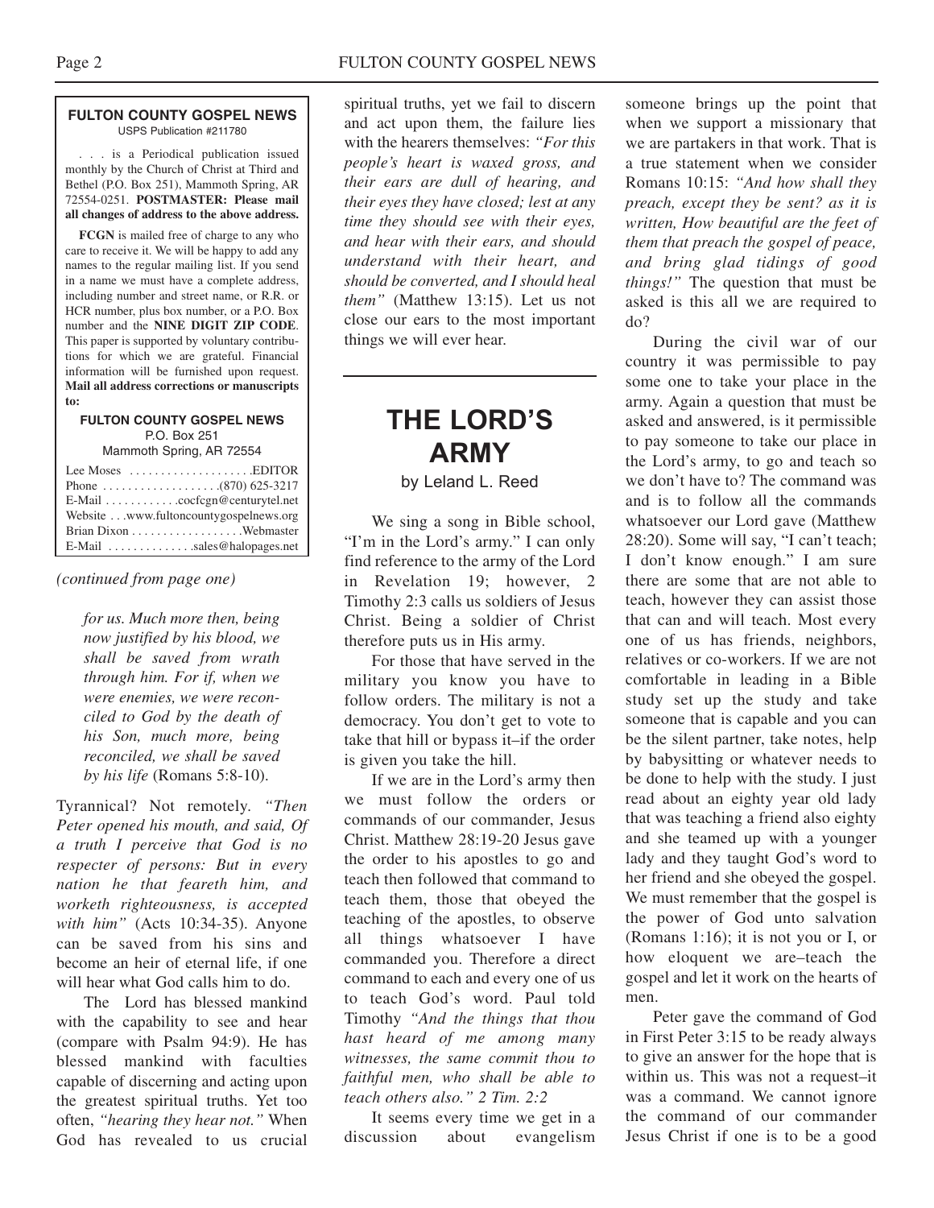**FULTON COUNTY GOSPEL NEWS**
USPS Publication #211780

. . . is a Periodical publication issued monthly by the Church of Christ at Third and Bethel (P.O. Box 251), Mammoth Spring, AR 72554-0251. **POSTMASTER: Please mail all changes of address to the above address.**

**FCGN** is mailed free of charge to any who care to receive it. We will be happy to add any names to the regular mailing list. If you send in a name we must have a complete address, including number and street name, or R.R. or HCR number, plus box number, or a P.O. Box number and the **NINE DIGIT ZIP CODE**. This paper is supported by voluntary contributions for which we are grateful. Financial information will be furnished upon request. **Mail all address corrections or manuscripts to:**

**FULTON COUNTY GOSPEL NEWS**
P.O. Box 251
Mammoth Spring, AR 72554

Lee Moses . . . . . . . . . . . . . . . . . . . .EDITOR
Phone . . . . . . . . . . . . . . . . . . .(870) 625-3217
E-Mail . . . . . . . . . . . .cocfcgn@centurytel.net
Website . . .www.fultoncountygospelnews.org
Brian Dixon . . . . . . . . . . . . . . . . .Webmaster
E-Mail . . . . . . . . . . . . . .sales@halopages.net

*(continued from page one)*

> *for us. Much more then, being now justified by his blood, we shall be saved from wrath through him. For if, when we were enemies, we were reconciled to God by the death of his Son, much more, being reconciled, we shall be saved by his life* (Romans 5:8-10).

Tyrannical? Not remotely. *"Then Peter opened his mouth, and said, Of a truth I perceive that God is no respecter of persons: But in every nation he that feareth him, and worketh righteousness, is accepted with him"* (Acts 10:34-35). Anyone can be saved from his sins and become an heir of eternal life, if one will hear what God calls him to do.

The Lord has blessed mankind with the capability to see and hear (compare with Psalm 94:9). He has blessed mankind with faculties capable of discerning and acting upon the greatest spiritual truths. Yet too often, *"hearing they hear not."* When God has revealed to us crucial spiritual truths, yet we fail to discern and act upon them, the failure lies with the hearers themselves: *"For this people's heart is waxed gross, and their ears are dull of hearing, and their eyes they have closed; lest at any time they should see with their eyes, and hear with their ears, and should understand with their heart, and should be converted, and I should heal them"* (Matthew 13:15). Let us not close our ears to the most important things we will ever hear.

---

# THE LORD'S ARMY

by Leland L. Reed

We sing a song in Bible school, "I'm in the Lord's army." I can only find reference to the army of the Lord in Revelation 19; however, 2 Timothy 2:3 calls us soldiers of Jesus Christ. Being a soldier of Christ therefore puts us in His army.

For those that have served in the military you know you have to follow orders. The military is not a democracy. You don't get to vote to take that hill or bypass it–if the order is given you take the hill.

If we are in the Lord's army then we must follow the orders or commands of our commander, Jesus Christ. Matthew 28:19-20 Jesus gave the order to his apostles to go and teach then followed that command to teach them, those that obeyed the teaching of the apostles, to observe all things whatsoever I have commanded you. Therefore a direct command to each and every one of us to teach God's word. Paul told Timothy *"And the things that thou hast heard of me among many witnesses, the same commit thou to faithful men, who shall be able to teach others also." 2 Tim. 2:2*

It seems every time we get in a discussion about evangelism someone brings up the point that when we support a missionary that we are partakers in that work. That is a true statement when we consider Romans 10:15: *"And how shall they preach, except they be sent? as it is written, How beautiful are the feet of them that preach the gospel of peace, and bring glad tidings of good things!"* The question that must be asked is this all we are required to do?

During the civil war of our country it was permissible to pay some one to take your place in the army. Again a question that must be asked and answered, is it permissible to pay someone to take our place in the Lord's army, to go and teach so we don't have to? The command was and is to follow all the commands whatsoever our Lord gave (Matthew 28:20). Some will say, "I can't teach; I don't know enough." I am sure there are some that are not able to teach, however they can assist those that can and will teach. Most every one of us has friends, neighbors, relatives or co-workers. If we are not comfortable in leading in a Bible study set up the study and take someone that is capable and you can be the silent partner, take notes, help by babysitting or whatever needs to be done to help with the study. I just read about an eighty year old lady that was teaching a friend also eighty and she teamed up with a younger lady and they taught God's word to her friend and she obeyed the gospel. We must remember that the gospel is the power of God unto salvation (Romans 1:16); it is not you or I, or how eloquent we are–teach the gospel and let it work on the hearts of men.

Peter gave the command of God in First Peter 3:15 to be ready always to give an answer for the hope that is within us. This was not a request–it was a command. We cannot ignore the command of our commander Jesus Christ if one is to be a good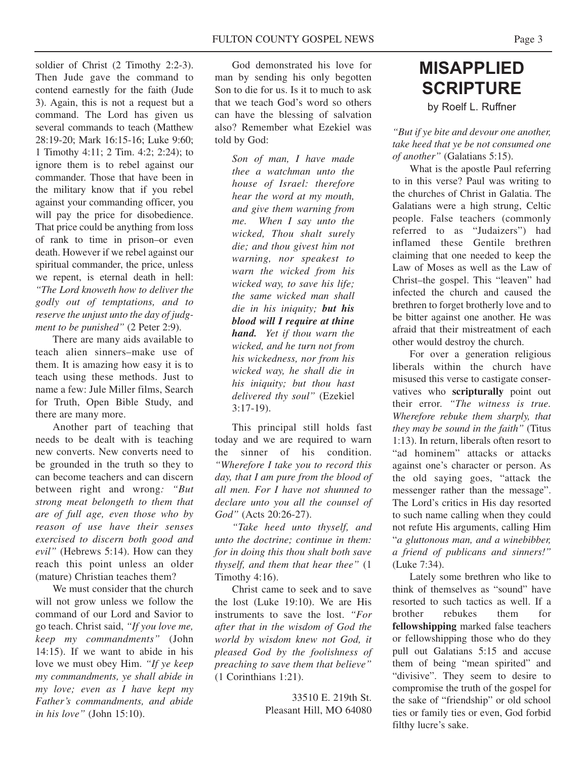soldier of Christ (2 Timothy 2:2-3). Then Jude gave the command to contend earnestly for the faith (Jude 3). Again, this is not a request but a command. The Lord has given us several commands to teach (Matthew 28:19-20; Mark 16:15-16; Luke 9:60; 1 Timothy 4:11; 2 Tim. 4:2; 2:24); to ignore them is to rebel against our commander. Those that have been in the military know that if you rebel against your commanding officer, you will pay the price for disobedience. That price could be anything from loss of rank to time in prison–or even death. However if we rebel against our spiritual commander, the price, unless we repent, is eternal death in hell: *"The Lord knoweth how to deliver the godly out of temptations, and to reserve the unjust unto the day of judgment to be punished"* (2 Peter 2:9).

There are many aids available to teach alien sinners–make use of them. It is amazing how easy it is to teach using these methods. Just to name a few: Jule Miller films, Search for Truth, Open Bible Study, and there are many more.

Another part of teaching that needs to be dealt with is teaching new converts. New converts need to be grounded in the truth so they to can become teachers and can discern between right and wrong: *"But strong meat belongeth to them that are of full age, even those who by reason of use have their senses exercised to discern both good and evil"* (Hebrews 5:14). How can they reach this point unless an older (mature) Christian teaches them?

We must consider that the church will not grow unless we follow the command of our Lord and Savior to go teach. Christ said, *"If you love me, keep my commandments"* (John 14:15). If we want to abide in his love we must obey Him. *"If ye keep my commandments, ye shall abide in my love; even as I have kept my Father's commandments, and abide in his love"* (John 15:10).

God demonstrated his love for man by sending his only begotten Son to die for us. Is it to much to ask that we teach God's word so others can have the blessing of salvation also? Remember what Ezekiel was told by God:

> *Son of man, I have made thee a watchman unto the house of Israel: therefore hear the word at my mouth, and give them warning from me. When I say unto the wicked, Thou shalt surely die; and thou givest him not warning, nor speakest to warn the wicked from his wicked way, to save his life; the same wicked man shall die in his iniquity;* ***but his blood will I require at thine hand.*** *Yet if thou warn the wicked, and he turn not from his wickedness, nor from his wicked way, he shall die in his iniquity; but thou hast delivered thy soul"* (Ezekiel 3:17-19).

This principal still holds fast today and we are required to warn the sinner of his condition. *"Wherefore I take you to record this day, that I am pure from the blood of all men. For I have not shunned to declare unto you all the counsel of God"* (Acts 20:26-27).

*"Take heed unto thyself, and unto the doctrine; continue in them: for in doing this thou shalt both save thyself, and them that hear thee"* (1 Timothy 4:16).

Christ came to seek and to save the lost (Luke 19:10). We are His instruments to save the lost. *"For after that in the wisdom of God the world by wisdom knew not God, it pleased God by the foolishness of preaching to save them that believe"* (1 Corinthians 1:21).

33510 E. 219th St.
Pleasant Hill, MO 64080

# MISAPPLIED SCRIPTURE

by Roelf L. Ruffner

*"But if ye bite and devour one another, take heed that ye be not consumed one of another"* (Galatians 5:15).

What is the apostle Paul referring to in this verse? Paul was writing to the churches of Christ in Galatia. The Galatians were a high strung, Celtic people. False teachers (commonly referred to as "Judaizers") had inflamed these Gentile brethren claiming that one needed to keep the Law of Moses as well as the Law of Christ–the gospel. This "leaven" had infected the church and caused the brethren to forget brotherly love and to be bitter against one another. He was afraid that their mistreatment of each other would destroy the church.

For over a generation religious liberals within the church have misused this verse to castigate conservatives who **scripturally** point out their error. *"The witness is true. Wherefore rebuke them sharply, that they may be sound in the faith"* (Titus 1:13). In return, liberals often resort to "ad hominem" attacks or attacks against one's character or person. As the old saying goes, "attack the messenger rather than the message". The Lord's critics in His day resorted to such name calling when they could not refute His arguments, calling Him "*a gluttonous man, and a winebibber, a friend of publicans and sinners!"* (Luke 7:34).

Lately some brethren who like to think of themselves as "sound" have resorted to such tactics as well. If a brother rebukes them for **fellowshipping** marked false teachers or fellowshipping those who do they pull out Galatians 5:15 and accuse them of being "mean spirited" and "divisive". They seem to desire to compromise the truth of the gospel for the sake of "friendship" or old school ties or family ties or even, God forbid filthy lucre's sake.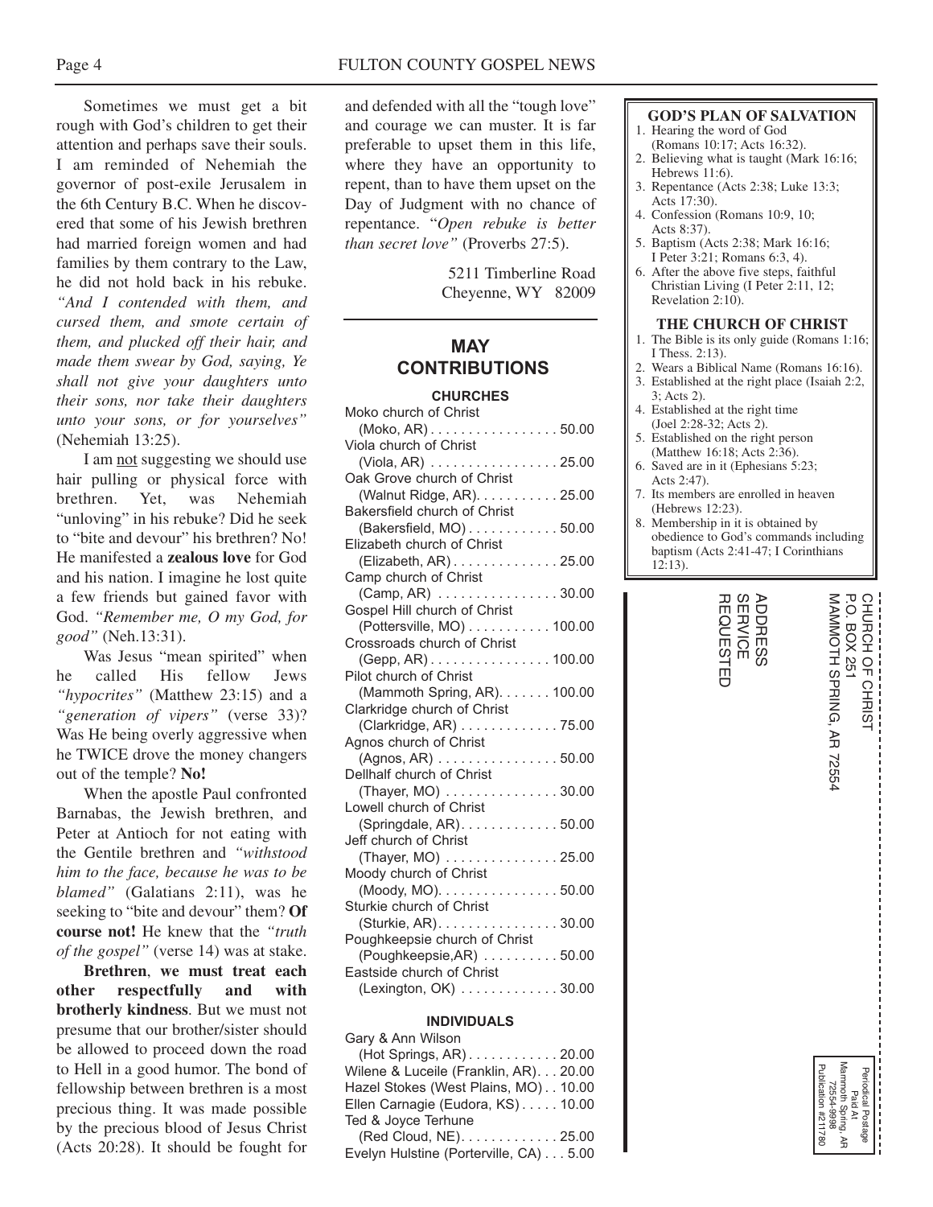Sometimes we must get a bit rough with God's children to get their attention and perhaps save their souls. I am reminded of Nehemiah the governor of post-exile Jerusalem in the 6th Century B.C. When he discovered that some of his Jewish brethren had married foreign women and had families by them contrary to the Law, he did not hold back in his rebuke. *"And I contended with them, and cursed them, and smote certain of them, and plucked off their hair, and made them swear by God, saying, Ye shall not give your daughters unto their sons, nor take their daughters unto your sons, or for yourselves"* (Nehemiah 13:25).

I am not suggesting we should use hair pulling or physical force with brethren. Yet, was Nehemiah "unloving" in his rebuke? Did he seek to "bite and devour" his brethren? No! He manifested a **zealous love** for God and his nation. I imagine he lost quite a few friends but gained favor with God. *"Remember me, O my God, for good"* (Neh.13:31).

Was Jesus "mean spirited" when he called His fellow Jews *"hypocrites"* (Matthew 23:15) and a *"generation of vipers"* (verse 33)? Was He being overly aggressive when he TWICE drove the money changers out of the temple? **No!**

When the apostle Paul confronted Barnabas, the Jewish brethren, and Peter at Antioch for not eating with the Gentile brethren and *"withstood him to the face, because he was to be blamed"* (Galatians 2:11), was he seeking to "bite and devour" them? **Of course not!** He knew that the *"truth of the gospel"* (verse 14) was at stake.

**Brethren**, **we must treat each other respectfully and with brotherly kindness**. But we must not presume that our brother/sister should be allowed to proceed down the road to Hell in a good humor. The bond of fellowship between brethren is a most precious thing. It was made possible by the precious blood of Jesus Christ (Acts 20:28). It should be fought for and defended with all the "tough love" and courage we can muster. It is far preferable to upset them in this life, where they have an opportunity to repent, than to have them upset on the Day of Judgment with no chance of repentance. "*Open rebuke is better than secret love"* (Proverbs 27:5).

5211 Timberline Road
Cheyenne, WY 82009

## MAY CONTRIBUTIONS

### CHURCHES

| | |
|---|---|
| Moko church of Christ (Moko, AR) | 50.00 |
| Viola church of Christ (Viola, AR) | 25.00 |
| Oak Grove church of Christ (Walnut Ridge, AR) | 25.00 |
| Bakersfield church of Christ (Bakersfield, MO) | 50.00 |
| Elizabeth church of Christ (Elizabeth, AR) | 25.00 |
| Camp church of Christ (Camp, AR) | 30.00 |
| Gospel Hill church of Christ (Pottersville, MO) | 100.00 |
| Crossroads church of Christ (Gepp, AR) | 100.00 |
| Pilot church of Christ (Mammoth Spring, AR) | 100.00 |
| Clarkridge church of Christ (Clarkridge, AR) | 75.00 |
| Agnos church of Christ (Agnos, AR) | 50.00 |
| Dellhalf church of Christ (Thayer, MO) | 30.00 |
| Lowell church of Christ (Springdale, AR) | 50.00 |
| Jeff church of Christ (Thayer, MO) | 25.00 |
| Moody church of Christ (Moody, MO) | 50.00 |
| Sturkie church of Christ (Sturkie, AR) | 30.00 |
| Poughkeepsie church of Christ (Poughkeepsie,AR) | 50.00 |
| Eastside church of Christ (Lexington, OK) | 30.00 |

### INDIVIDUALS

| | |
|---|---|
| Gary & Ann Wilson (Hot Springs, AR) | 20.00 |
| Wilene & Luceile (Franklin, AR) | 20.00 |
| Hazel Stokes (West Plains, MO) | 10.00 |
| Ellen Carnagie (Eudora, KS) | 10.00 |
| Ted & Joyce Terhune (Red Cloud, NE) | 25.00 |
| Evelyn Hulstine (Porterville, CA) | 5.00 |

### GOD'S PLAN OF SALVATION

1. Hearing the word of God (Romans 10:17; Acts 16:32).
2. Believing what is taught (Mark 16:16; Hebrews 11:6).
3. Repentance (Acts 2:38; Luke 13:3; Acts 17:30).
4. Confession (Romans 10:9, 10; Acts 8:37).
5. Baptism (Acts 2:38; Mark 16:16; I Peter 3:21; Romans 6:3, 4).
6. After the above five steps, faithful Christian Living (I Peter 2:11, 12; Revelation 2:10).

### THE CHURCH OF CHRIST

1. The Bible is its only guide (Romans 1:16; I Thess. 2:13).
2. Wears a Biblical Name (Romans 16:16).
3. Established at the right place (Isaiah 2:2, 3; Acts 2).
4. Established at the right time (Joel 2:28-32; Acts 2).
5. Established on the right person (Matthew 16:18; Acts 2:36).
6. Saved are in it (Ephesians 5:23; Acts 2:47).
7. Its members are enrolled in heaven (Hebrews 12:23).
8. Membership in it is obtained by obedience to God's commands including baptism (Acts 2:41-47; I Corinthians 12:13).

CHURCH OF CHRIST
P.O. BOX 251
MAMMOTH SPRING, AR 72554

ADDRESS SERVICE REQUESTED

Periodical Postage Paid At Mammoth Spring, AR 72554-9998 Publication #211780